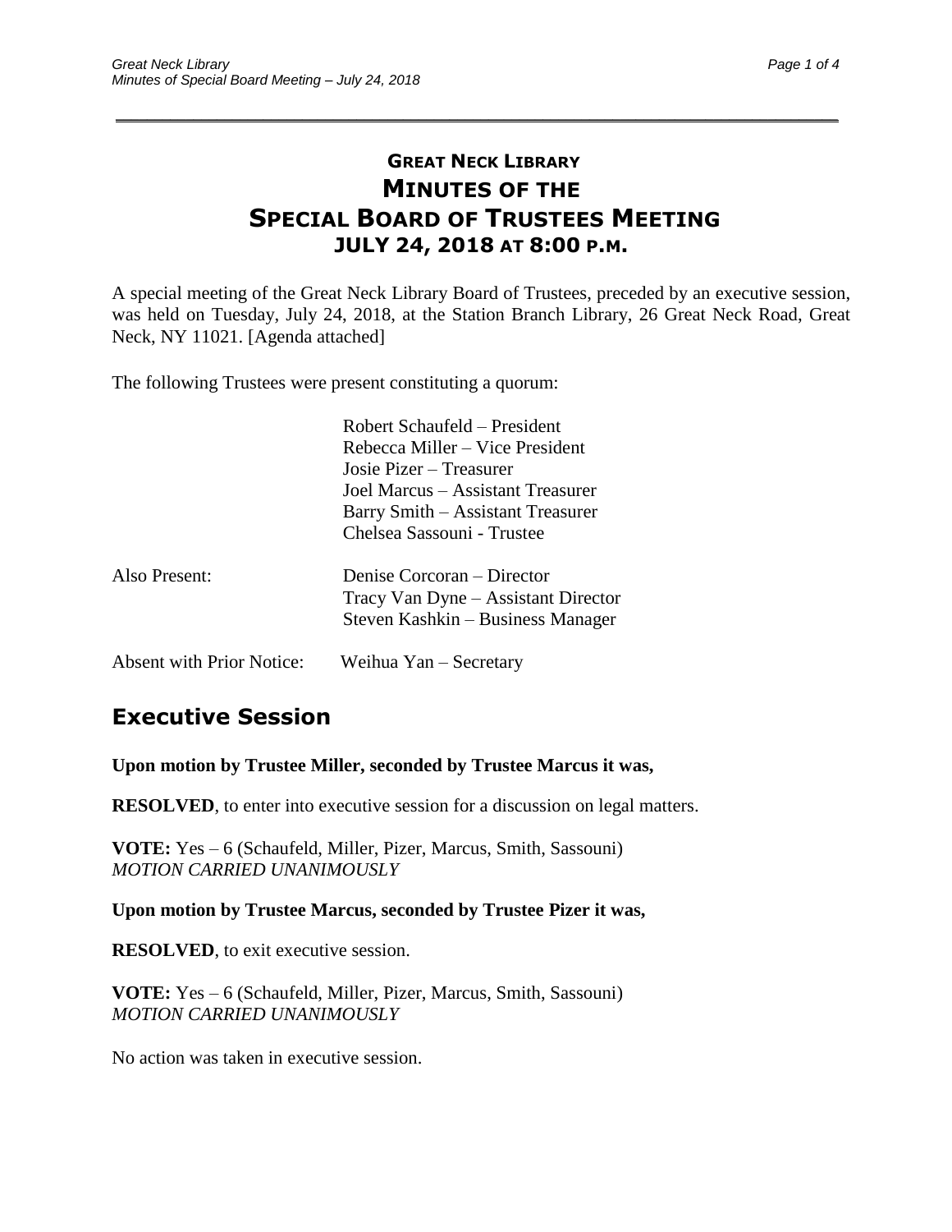# GREAT NECK LIBRARY
# MINUTES OF THE
# SPECIAL BOARD OF TRUSTEES MEETING
## JULY 24, 2018 AT 8:00 P.M.

A special meeting of the Great Neck Library Board of Trustees, preceded by an executive session, was held on Tuesday, July 24, 2018, at the Station Branch Library, 26 Great Neck Road, Great Neck, NY 11021. [Agenda attached]

The following Trustees were present constituting a quorum:

Robert Schaufeld – President
Rebecca Miller – Vice President
Josie Pizer – Treasurer
Joel Marcus – Assistant Treasurer
Barry Smith – Assistant Treasurer
Chelsea Sassouni - Trustee

Also Present:

Denise Corcoran – Director
Tracy Van Dyne – Assistant Director
Steven Kashkin – Business Manager

Absent with Prior Notice: Weihua Yan – Secretary

## Executive Session

**Upon motion by Trustee Miller, seconded by Trustee Marcus it was,**

**RESOLVED**, to enter into executive session for a discussion on legal matters.

**VOTE:** Yes – 6 (Schaufeld, Miller, Pizer, Marcus, Smith, Sassouni)
*MOTION CARRIED UNANIMOUSLY*

**Upon motion by Trustee Marcus, seconded by Trustee Pizer it was,**

**RESOLVED**, to exit executive session.

**VOTE:** Yes – 6 (Schaufeld, Miller, Pizer, Marcus, Smith, Sassouni)
*MOTION CARRIED UNANIMOUSLY*

No action was taken in executive session.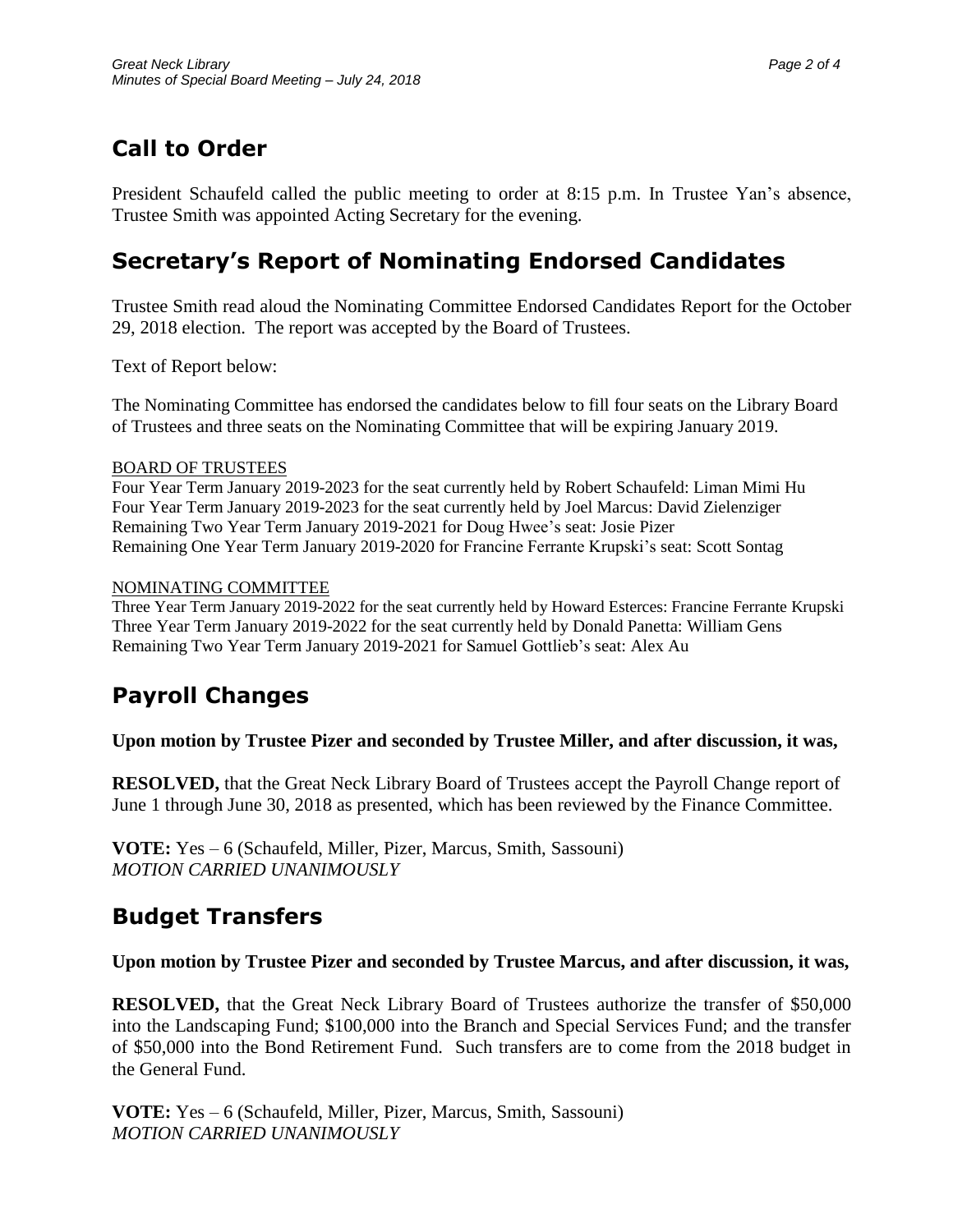## Call to Order

President Schaufeld called the public meeting to order at 8:15 p.m. In Trustee Yan's absence, Trustee Smith was appointed Acting Secretary for the evening.

## Secretary's Report of Nominating Endorsed Candidates

Trustee Smith read aloud the Nominating Committee Endorsed Candidates Report for the October 29, 2018 election. The report was accepted by the Board of Trustees.

Text of Report below:

The Nominating Committee has endorsed the candidates below to fill four seats on the Library Board of Trustees and three seats on the Nominating Committee that will be expiring January 2019.

BOARD OF TRUSTEES

Four Year Term January 2019-2023 for the seat currently held by Robert Schaufeld: Liman Mimi Hu
Four Year Term January 2019-2023 for the seat currently held by Joel Marcus: David Zielenziger
Remaining Two Year Term January 2019-2021 for Doug Hwee's seat: Josie Pizer
Remaining One Year Term January 2019-2020 for Francine Ferrante Krupski's seat: Scott Sontag

NOMINATING COMMITTEE

Three Year Term January 2019-2022 for the seat currently held by Howard Esterces: Francine Ferrante Krupski
Three Year Term January 2019-2022 for the seat currently held by Donald Panetta: William Gens
Remaining Two Year Term January 2019-2021 for Samuel Gottlieb's seat: Alex Au

## Payroll Changes

**Upon motion by Trustee Pizer and seconded by Trustee Miller, and after discussion, it was,**

**RESOLVED,** that the Great Neck Library Board of Trustees accept the Payroll Change report of June 1 through June 30, 2018 as presented, which has been reviewed by the Finance Committee.

**VOTE:** Yes – 6 (Schaufeld, Miller, Pizer, Marcus, Smith, Sassouni)
*MOTION CARRIED UNANIMOUSLY*

## Budget Transfers

**Upon motion by Trustee Pizer and seconded by Trustee Marcus, and after discussion, it was,**

**RESOLVED,** that the Great Neck Library Board of Trustees authorize the transfer of $50,000 into the Landscaping Fund; $100,000 into the Branch and Special Services Fund; and the transfer of $50,000 into the Bond Retirement Fund. Such transfers are to come from the 2018 budget in the General Fund.

**VOTE:** Yes – 6 (Schaufeld, Miller, Pizer, Marcus, Smith, Sassouni)
*MOTION CARRIED UNANIMOUSLY*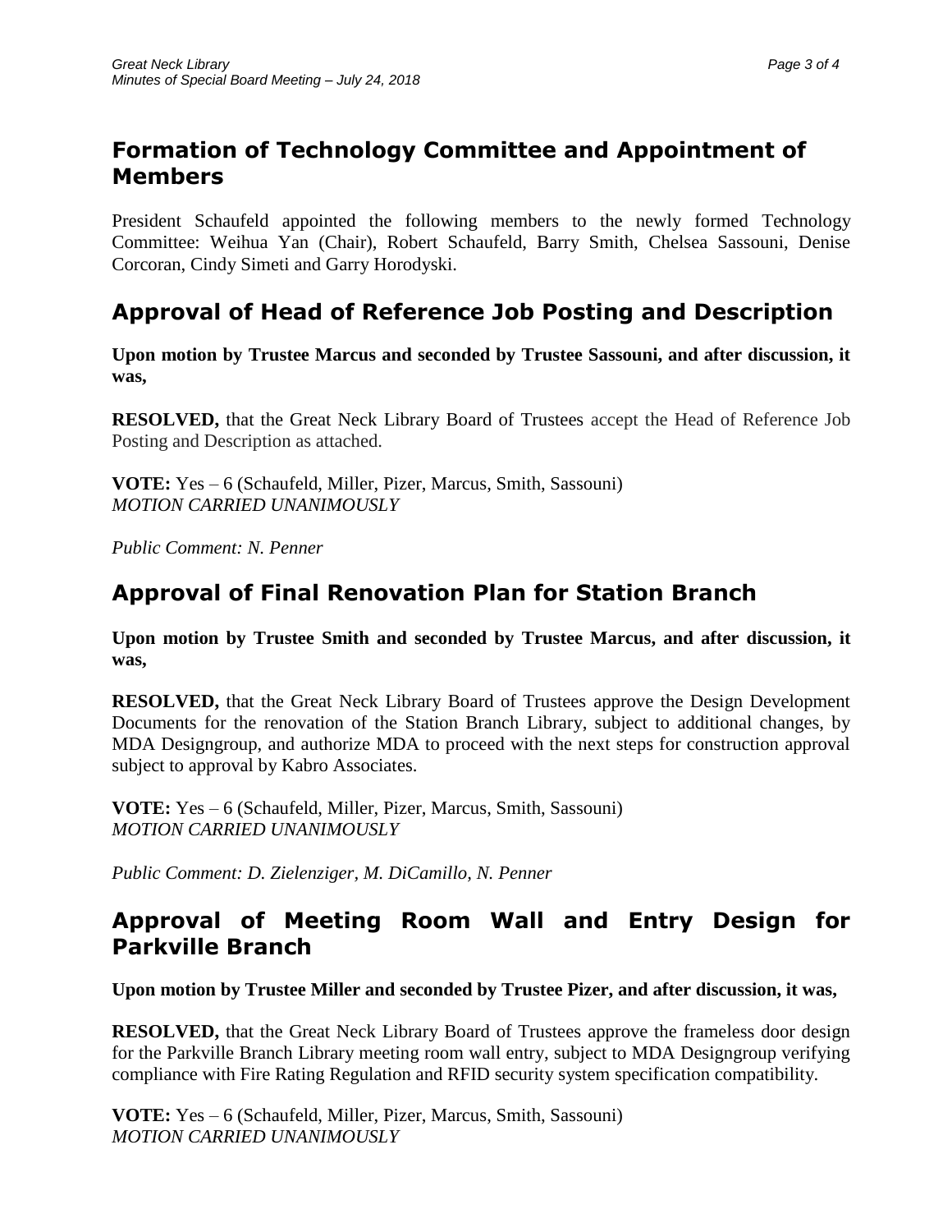## Formation of Technology Committee and Appointment of Members

President Schaufeld appointed the following members to the newly formed Technology Committee: Weihua Yan (Chair), Robert Schaufeld, Barry Smith, Chelsea Sassouni, Denise Corcoran, Cindy Simeti and Garry Horodyski.

## Approval of Head of Reference Job Posting and Description

**Upon motion by Trustee Marcus and seconded by Trustee Sassouni, and after discussion, it was,**

**RESOLVED,** that the Great Neck Library Board of Trustees accept the Head of Reference Job Posting and Description as attached.

**VOTE:** Yes – 6 (Schaufeld, Miller, Pizer, Marcus, Smith, Sassouni)
*MOTION CARRIED UNANIMOUSLY*

*Public Comment: N. Penner*

## Approval of Final Renovation Plan for Station Branch

**Upon motion by Trustee Smith and seconded by Trustee Marcus, and after discussion, it was,**

**RESOLVED,** that the Great Neck Library Board of Trustees approve the Design Development Documents for the renovation of the Station Branch Library, subject to additional changes, by MDA Designgroup, and authorize MDA to proceed with the next steps for construction approval subject to approval by Kabro Associates.

**VOTE:** Yes – 6 (Schaufeld, Miller, Pizer, Marcus, Smith, Sassouni)
*MOTION CARRIED UNANIMOUSLY*

*Public Comment: D. Zielenziger, M. DiCamillo, N. Penner*

## Approval of Meeting Room Wall and Entry Design for Parkville Branch

**Upon motion by Trustee Miller and seconded by Trustee Pizer, and after discussion, it was,**

**RESOLVED,** that the Great Neck Library Board of Trustees approve the frameless door design for the Parkville Branch Library meeting room wall entry, subject to MDA Designgroup verifying compliance with Fire Rating Regulation and RFID security system specification compatibility.

**VOTE:** Yes – 6 (Schaufeld, Miller, Pizer, Marcus, Smith, Sassouni)
*MOTION CARRIED UNANIMOUSLY*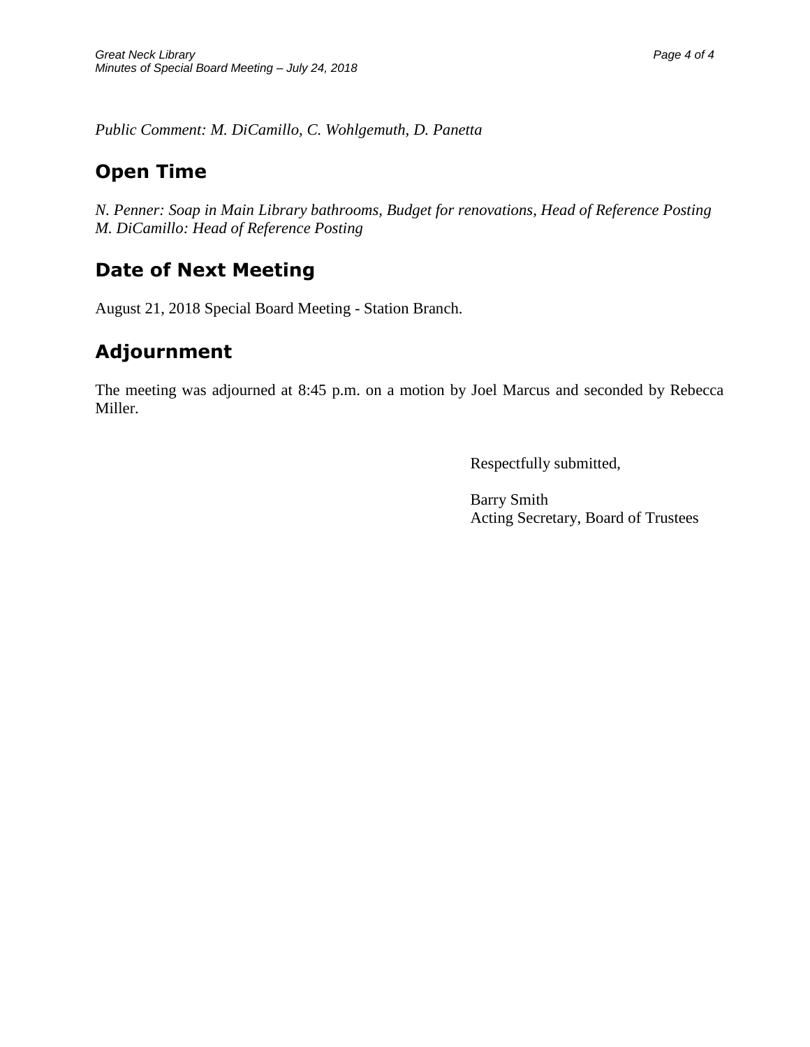*Public Comment: M. DiCamillo, C. Wohlgemuth, D. Panetta*

## Open Time

*N. Penner: Soap in Main Library bathrooms, Budget for renovations, Head of Reference Posting*
*M. DiCamillo: Head of Reference Posting*

## Date of Next Meeting

August 21, 2018 Special Board Meeting - Station Branch.

## Adjournment

The meeting was adjourned at 8:45 p.m. on a motion by Joel Marcus and seconded by Rebecca Miller.

Respectfully submitted,

Barry Smith
Acting Secretary, Board of Trustees